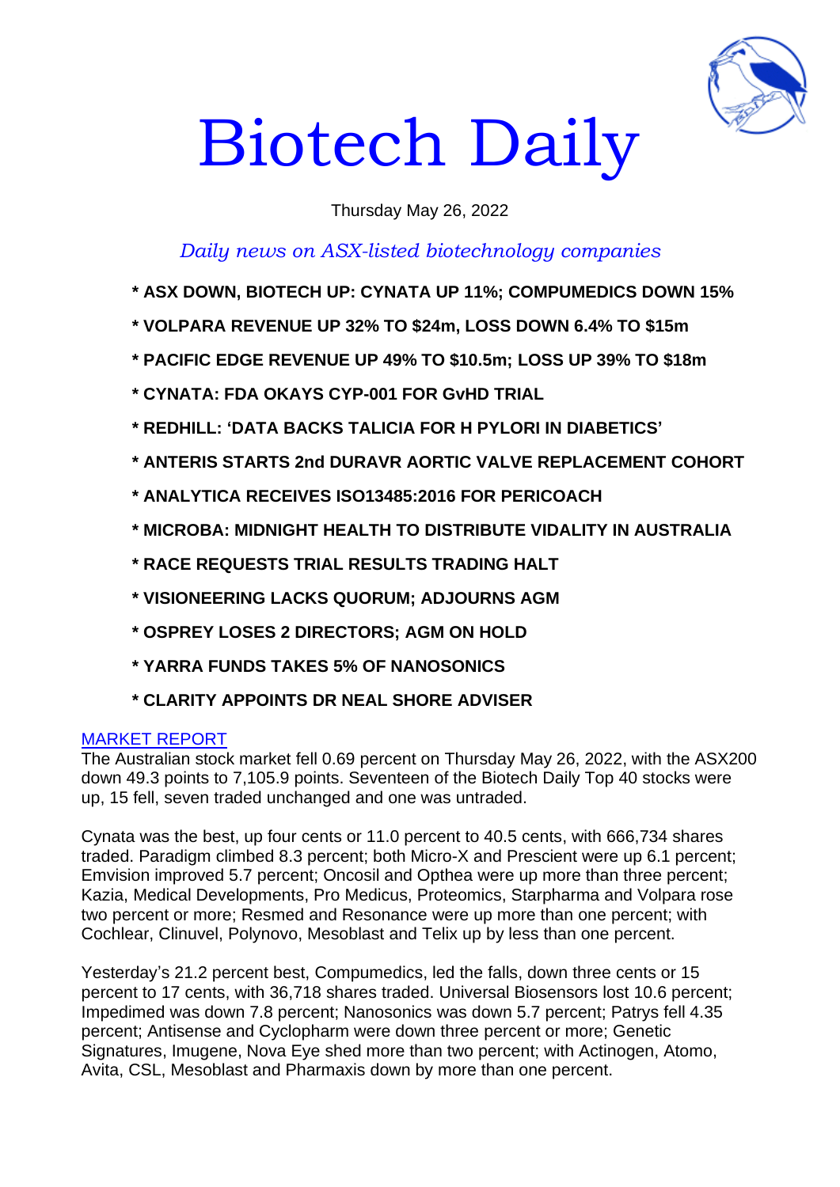# Biotech Daily

Thursday May 26, 2022

*Daily news on ASX-listed biotechnology companies*

**\* ASX DOWN, BIOTECH UP: CYNATA UP 11%; COMPUMEDICS DOWN 15%**

**\* VOLPARA REVENUE UP 32% TO $24m, LOSS DOWN 6.4% TO $15m**

**\* PACIFIC EDGE REVENUE UP 49% TO $10.5m; LOSS UP 39% TO $18m**

**\* CYNATA: FDA OKAYS CYP-001 FOR GvHD TRIAL**

**\* REDHILL: 'DATA BACKS TALICIA FOR H PYLORI IN DIABETICS'**

**\* ANTERIS STARTS 2nd DURAVR AORTIC VALVE REPLACEMENT COHORT**

**\* ANALYTICA RECEIVES ISO13485:2016 FOR PERICOACH**

**\* MICROBA: MIDNIGHT HEALTH TO DISTRIBUTE VIDALITY IN AUSTRALIA**

**\* RACE REQUESTS TRIAL RESULTS TRADING HALT**

**\* VISIONEERING LACKS QUORUM; ADJOURNS AGM**

**\* OSPREY LOSES 2 DIRECTORS; AGM ON HOLD**

**\* YARRA FUNDS TAKES 5% OF NANOSONICS**

**\* CLARITY APPOINTS DR NEAL SHORE ADVISER**

## MARKET REPORT

The Australian stock market fell 0.69 percent on Thursday May 26, 2022, with the ASX200 down 49.3 points to 7,105.9 points. Seventeen of the Biotech Daily Top 40 stocks were up, 15 fell, seven traded unchanged and one was untraded.

Cynata was the best, up four cents or 11.0 percent to 40.5 cents, with 666,734 shares traded. Paradigm climbed 8.3 percent; both Micro-X and Prescient were up 6.1 percent; Emvision improved 5.7 percent; Oncosil and Opthea were up more than three percent; Kazia, Medical Developments, Pro Medicus, Proteomics, Starpharma and Volpara rose two percent or more; Resmed and Resonance were up more than one percent; with Cochlear, Clinuvel, Polynovo, Mesoblast and Telix up by less than one percent.

Yesterday's 21.2 percent best, Compumedics, led the falls, down three cents or 15 percent to 17 cents, with 36,718 shares traded. Universal Biosensors lost 10.6 percent; Impedimed was down 7.8 percent; Nanosonics was down 5.7 percent; Patrys fell 4.35 percent; Antisense and Cyclopharm were down three percent or more; Genetic Signatures, Imugene, Nova Eye shed more than two percent; with Actinogen, Atomo, Avita, CSL, Mesoblast and Pharmaxis down by more than one percent.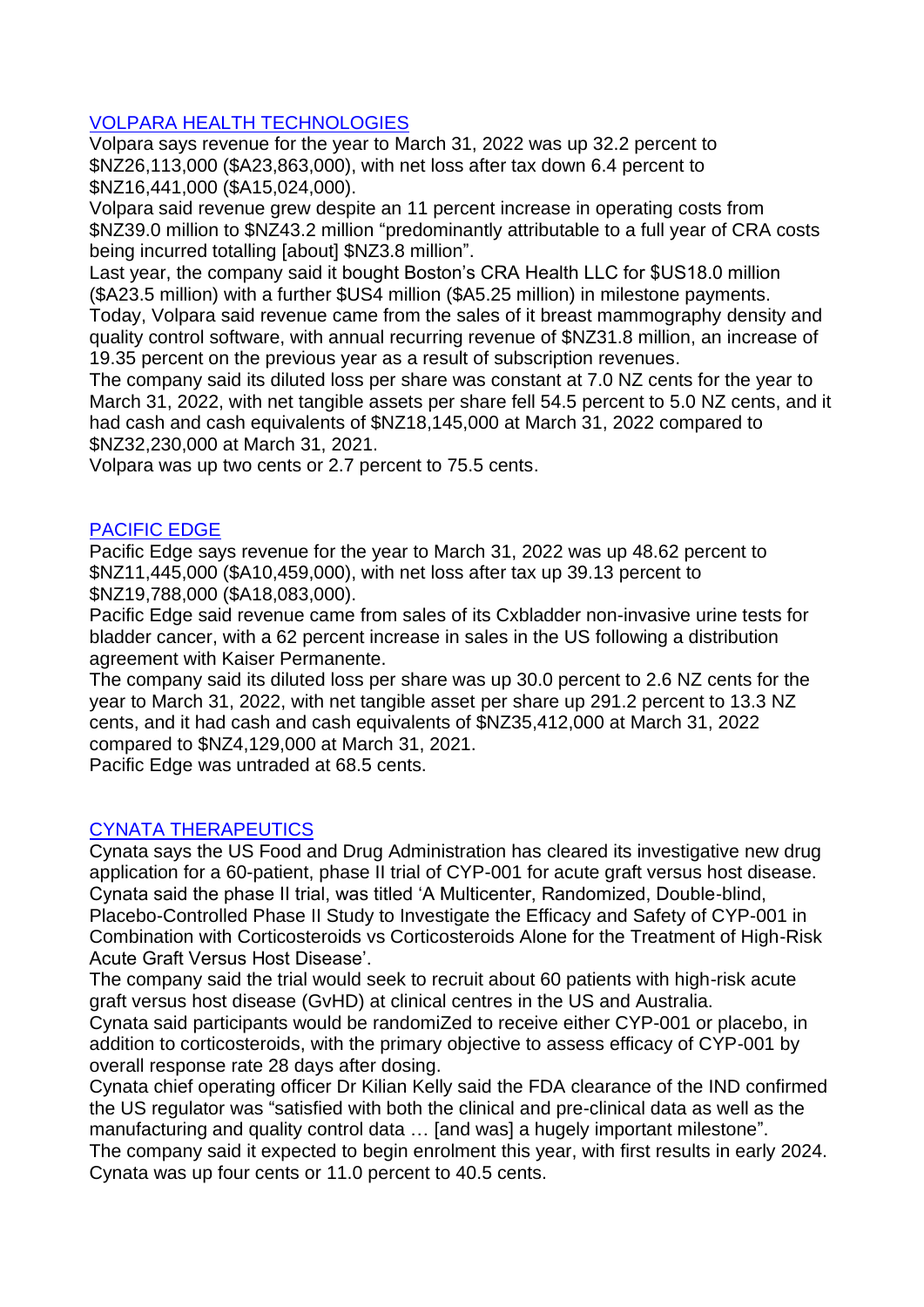## VOLPARA HEALTH TECHNOLOGIES

Volpara says revenue for the year to March 31, 2022 was up 32.2 percent to $NZ26,113,000 ($A23,863,000), with net loss after tax down 6.4 percent to $NZ16,441,000 ($A15,024,000).

Volpara said revenue grew despite an 11 percent increase in operating costs from $NZ39.0 million to $NZ43.2 million "predominantly attributable to a full year of CRA costs being incurred totalling [about] $NZ3.8 million".

Last year, the company said it bought Boston's CRA Health LLC for $US18.0 million ($A23.5 million) with a further $US4 million ($A5.25 million) in milestone payments.

Today, Volpara said revenue came from the sales of it breast mammography density and quality control software, with annual recurring revenue of $NZ31.8 million, an increase of 19.35 percent on the previous year as a result of subscription revenues.

The company said its diluted loss per share was constant at 7.0 NZ cents for the year to March 31, 2022, with net tangible assets per share fell 54.5 percent to 5.0 NZ cents, and it had cash and cash equivalents of $NZ18,145,000 at March 31, 2022 compared to $NZ32,230,000 at March 31, 2021.

Volpara was up two cents or 2.7 percent to 75.5 cents.

## PACIFIC EDGE

Pacific Edge says revenue for the year to March 31, 2022 was up 48.62 percent to $NZ11,445,000 ($A10,459,000), with net loss after tax up 39.13 percent to $NZ19,788,000 ($A18,083,000).

Pacific Edge said revenue came from sales of its Cxbladder non-invasive urine tests for bladder cancer, with a 62 percent increase in sales in the US following a distribution agreement with Kaiser Permanente.

The company said its diluted loss per share was up 30.0 percent to 2.6 NZ cents for the year to March 31, 2022, with net tangible asset per share up 291.2 percent to 13.3 NZ cents, and it had cash and cash equivalents of $NZ35,412,000 at March 31, 2022 compared to $NZ4,129,000 at March 31, 2021.

Pacific Edge was untraded at 68.5 cents.

## CYNATA THERAPEUTICS

Cynata says the US Food and Drug Administration has cleared its investigative new drug application for a 60-patient, phase II trial of CYP-001 for acute graft versus host disease.

Cynata said the phase II trial, was titled 'A Multicenter, Randomized, Double-blind, Placebo-Controlled Phase II Study to Investigate the Efficacy and Safety of CYP-001 in Combination with Corticosteroids vs Corticosteroids Alone for the Treatment of High-Risk Acute Graft Versus Host Disease'.

The company said the trial would seek to recruit about 60 patients with high-risk acute graft versus host disease (GvHD) at clinical centres in the US and Australia.

Cynata said participants would be randomiZed to receive either CYP-001 or placebo, in addition to corticosteroids, with the primary objective to assess efficacy of CYP-001 by overall response rate 28 days after dosing.

Cynata chief operating officer Dr Kilian Kelly said the FDA clearance of the IND confirmed the US regulator was "satisfied with both the clinical and pre-clinical data as well as the manufacturing and quality control data … [and was] a hugely important milestone".

The company said it expected to begin enrolment this year, with first results in early 2024.

Cynata was up four cents or 11.0 percent to 40.5 cents.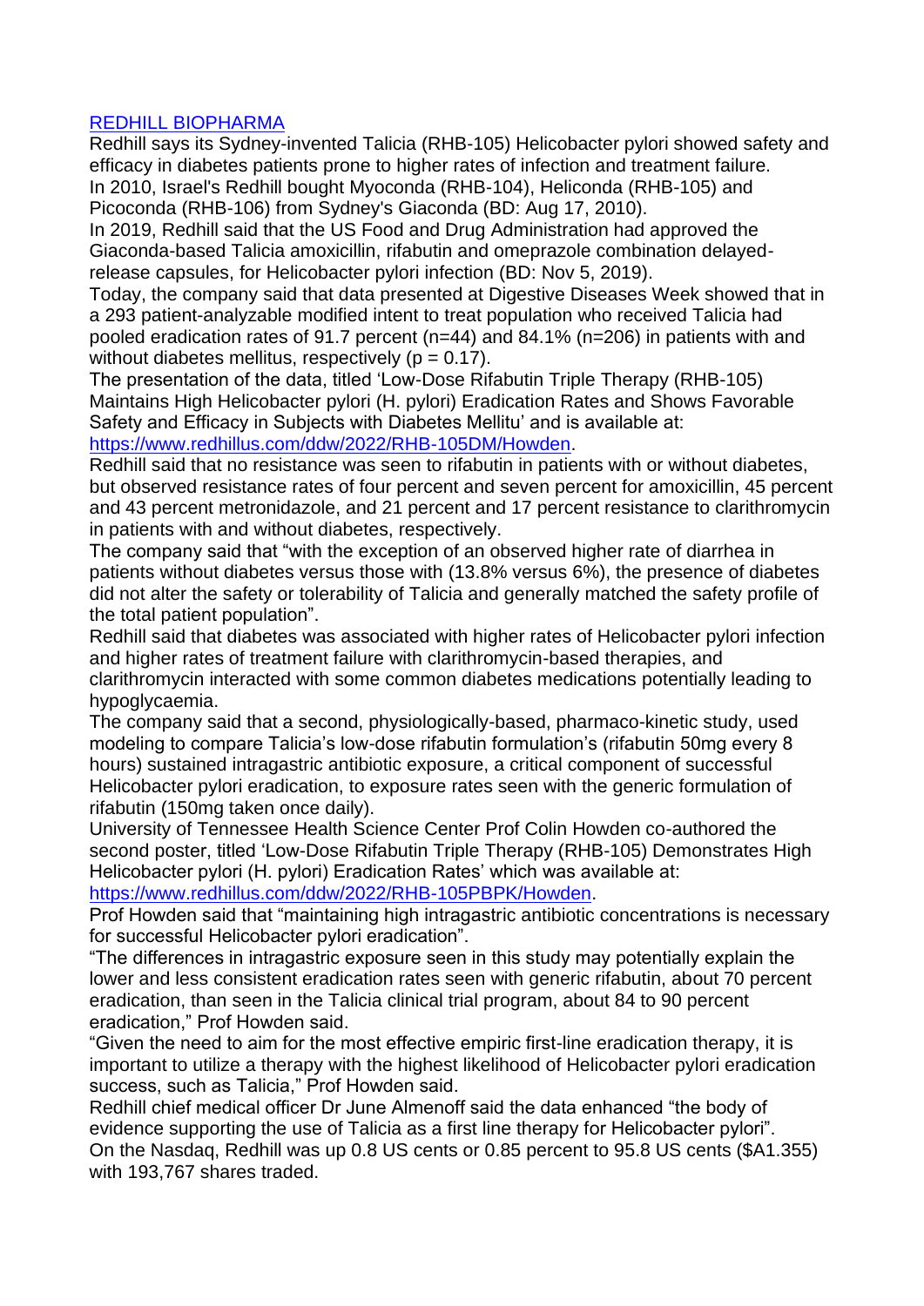[REDHILL BIOPHARMA](#)

Redhill says its Sydney-invented Talicia (RHB-105) Helicobacter pylori showed safety and efficacy in diabetes patients prone to higher rates of infection and treatment failure.

In 2010, Israel's Redhill bought Myoconda (RHB-104), Heliconda (RHB-105) and Picoconda (RHB-106) from Sydney's Giaconda (BD: Aug 17, 2010).

In 2019, Redhill said that the US Food and Drug Administration had approved the Giaconda-based Talicia amoxicillin, rifabutin and omeprazole combination delayed-release capsules, for Helicobacter pylori infection (BD: Nov 5, 2019).

Today, the company said that data presented at Digestive Diseases Week showed that in a 293 patient-analyzable modified intent to treat population who received Talicia had pooled eradication rates of 91.7 percent (n=44) and 84.1% (n=206) in patients with and without diabetes mellitus, respectively ($p = 0.17$).

The presentation of the data, titled 'Low-Dose Rifabutin Triple Therapy (RHB-105) Maintains High Helicobacter pylori (H. pylori) Eradication Rates and Shows Favorable Safety and Efficacy in Subjects with Diabetes Mellitu' and is available at: [https://www.redhillus.com/ddw/2022/RHB-105DM/Howden](https://www.redhillus.com/ddw/2022/RHB-105DM/Howden).

Redhill said that no resistance was seen to rifabutin in patients with or without diabetes, but observed resistance rates of four percent and seven percent for amoxicillin, 45 percent and 43 percent metronidazole, and 21 percent and 17 percent resistance to clarithromycin in patients with and without diabetes, respectively.

The company said that "with the exception of an observed higher rate of diarrhea in patients without diabetes versus those with (13.8% versus 6%), the presence of diabetes did not alter the safety or tolerability of Talicia and generally matched the safety profile of the total patient population".

Redhill said that diabetes was associated with higher rates of Helicobacter pylori infection and higher rates of treatment failure with clarithromycin-based therapies, and clarithromycin interacted with some common diabetes medications potentially leading to hypoglycaemia.

The company said that a second, physiologically-based, pharmaco-kinetic study, used modeling to compare Talicia's low-dose rifabutin formulation's (rifabutin 50mg every 8 hours) sustained intragastric antibiotic exposure, a critical component of successful Helicobacter pylori eradication, to exposure rates seen with the generic formulation of rifabutin (150mg taken once daily).

University of Tennessee Health Science Center Prof Colin Howden co-authored the second poster, titled 'Low-Dose Rifabutin Triple Therapy (RHB-105) Demonstrates High Helicobacter pylori (H. pylori) Eradication Rates' which was available at: [https://www.redhillus.com/ddw/2022/RHB-105PBPK/Howden](https://www.redhillus.com/ddw/2022/RHB-105PBPK/Howden).

Prof Howden said that "maintaining high intragastric antibiotic concentrations is necessary for successful Helicobacter pylori eradication".

"The differences in intragastric exposure seen in this study may potentially explain the lower and less consistent eradication rates seen with generic rifabutin, about 70 percent eradication, than seen in the Talicia clinical trial program, about 84 to 90 percent eradication," Prof Howden said.

"Given the need to aim for the most effective empiric first-line eradication therapy, it is important to utilize a therapy with the highest likelihood of Helicobacter pylori eradication success, such as Talicia," Prof Howden said.

Redhill chief medical officer Dr June Almenoff said the data enhanced "the body of evidence supporting the use of Talicia as a first line therapy for Helicobacter pylori".

On the Nasdaq, Redhill was up 0.8 US cents or 0.85 percent to 95.8 US cents ($A1.355) with 193,767 shares traded.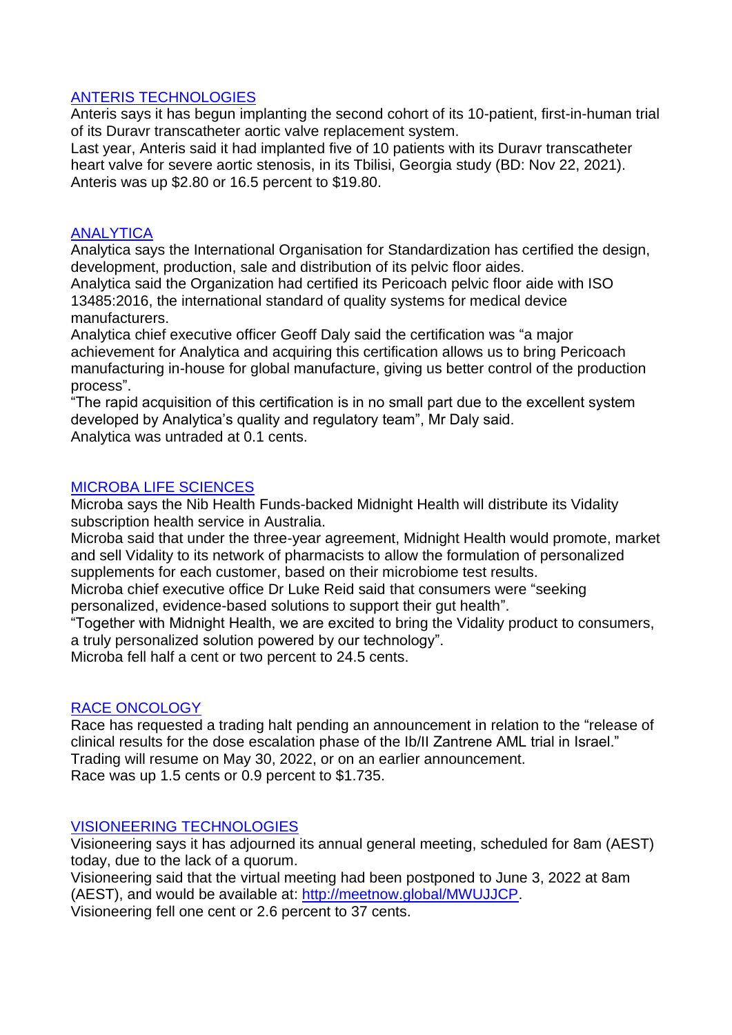## [ANTERIS TECHNOLOGIES]

Anteris says it has begun implanting the second cohort of its 10-patient, first-in-human trial of its Duravr transcatheter aortic valve replacement system.

Last year, Anteris said it had implanted five of 10 patients with its Duravr transcatheter heart valve for severe aortic stenosis, in its Tbilisi, Georgia study (BD: Nov 22, 2021).

Anteris was up $2.80 or 16.5 percent to $19.80.

## [ANALYTICA]

Analytica says the International Organisation for Standardization has certified the design, development, production, sale and distribution of its pelvic floor aides.

Analytica said the Organization had certified its Pericoach pelvic floor aide with ISO 13485:2016, the international standard of quality systems for medical device manufacturers.

Analytica chief executive officer Geoff Daly said the certification was "a major achievement for Analytica and acquiring this certification allows us to bring Pericoach manufacturing in-house for global manufacture, giving us better control of the production process".

"The rapid acquisition of this certification is in no small part due to the excellent system developed by Analytica's quality and regulatory team", Mr Daly said.

Analytica was untraded at 0.1 cents.

## [MICROBA LIFE SCIENCES]

Microba says the Nib Health Funds-backed Midnight Health will distribute its Vidality subscription health service in Australia.

Microba said that under the three-year agreement, Midnight Health would promote, market and sell Vidality to its network of pharmacists to allow the formulation of personalized supplements for each customer, based on their microbiome test results.

Microba chief executive office Dr Luke Reid said that consumers were "seeking personalized, evidence-based solutions to support their gut health".

"Together with Midnight Health, we are excited to bring the Vidality product to consumers, a truly personalized solution powered by our technology".

Microba fell half a cent or two percent to 24.5 cents.

## [RACE ONCOLOGY]

Race has requested a trading halt pending an announcement in relation to the "release of clinical results for the dose escalation phase of the Ib/II Zantrene AML trial in Israel."

Trading will resume on May 30, 2022, or on an earlier announcement.

Race was up 1.5 cents or 0.9 percent to $1.735.

## [VISIONEERING TECHNOLOGIES]

Visioneering says it has adjourned its annual general meeting, scheduled for 8am (AEST) today, due to the lack of a quorum.

Visioneering said that the virtual meeting had been postponed to June 3, 2022 at 8am (AEST), and would be available at: [http://meetnow.global/MWUJJCP](http://meetnow.global/MWUJJCP).

Visioneering fell one cent or 2.6 percent to 37 cents.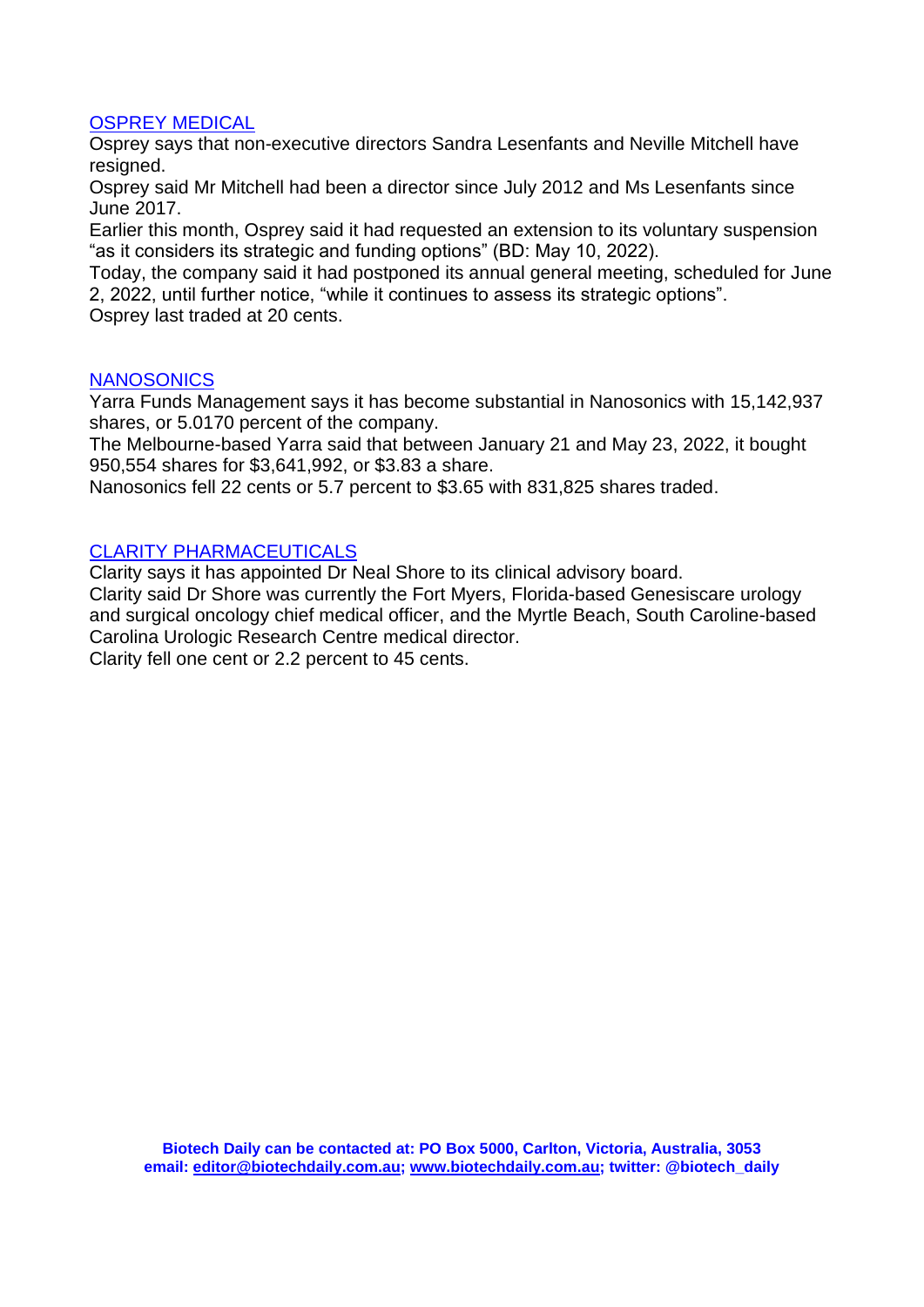## OSPREY MEDICAL

Osprey says that non-executive directors Sandra Lesenfants and Neville Mitchell have resigned.

Osprey said Mr Mitchell had been a director since July 2012 and Ms Lesenfants since June 2017.

Earlier this month, Osprey said it had requested an extension to its voluntary suspension "as it considers its strategic and funding options" (BD: May 10, 2022).

Today, the company said it had postponed its annual general meeting, scheduled for June 2, 2022, until further notice, "while it continues to assess its strategic options".

Osprey last traded at 20 cents.

## NANOSONICS

Yarra Funds Management says it has become substantial in Nanosonics with 15,142,937 shares, or 5.0170 percent of the company.

The Melbourne-based Yarra said that between January 21 and May 23, 2022, it bought 950,554 shares for $3,641,992, or $3.83 a share.

Nanosonics fell 22 cents or 5.7 percent to $3.65 with 831,825 shares traded.

## CLARITY PHARMACEUTICALS

Clarity says it has appointed Dr Neal Shore to its clinical advisory board.

Clarity said Dr Shore was currently the Fort Myers, Florida-based Genesiscare urology and surgical oncology chief medical officer, and the Myrtle Beach, South Caroline-based Carolina Urologic Research Centre medical director.

Clarity fell one cent or 2.2 percent to 45 cents.

**Biotech Daily can be contacted at: PO Box 5000, Carlton, Victoria, Australia, 3053**
**email: editor@biotechdaily.com.au; www.biotechdaily.com.au; twitter: @biotech_daily**